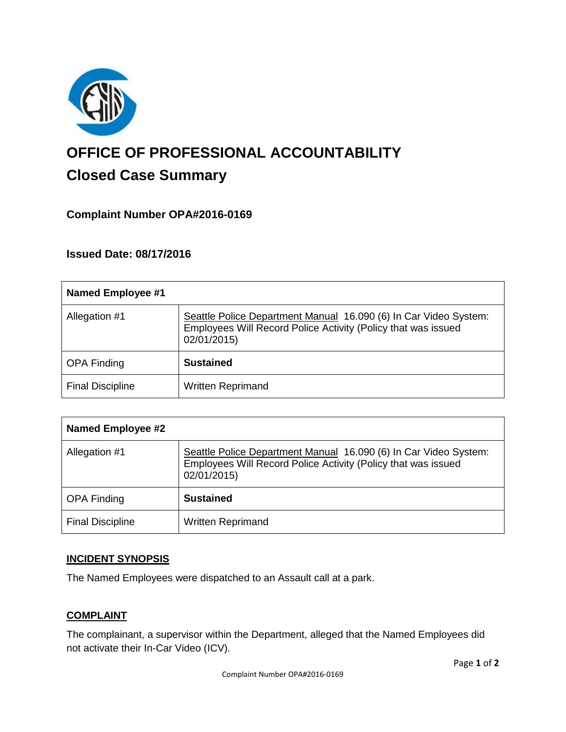# OFFICE OF PROFESSIONAL ACCOUNTABILITY

## Closed Case Summary

### Complaint Number OPA#2016-0169

### Issued Date: 08/17/2016

| Named Employee #1 | |
|---|---|
| Allegation #1 | Seattle Police Department Manual 16.090 (6) In Car Video System: Employees Will Record Police Activity (Policy that was issued 02/01/2015) |
| OPA Finding | **Sustained** |
| Final Discipline | Written Reprimand |

| Named Employee #2 | |
|---|---|
| Allegation #1 | Seattle Police Department Manual 16.090 (6) In Car Video System: Employees Will Record Police Activity (Policy that was issued 02/01/2015) |
| OPA Finding | **Sustained** |
| Final Discipline | Written Reprimand |

**INCIDENT SYNOPSIS**

The Named Employees were dispatched to an Assault call at a park.

**COMPLAINT**

The complainant, a supervisor within the Department, alleged that the Named Employees did not activate their In-Car Video (ICV).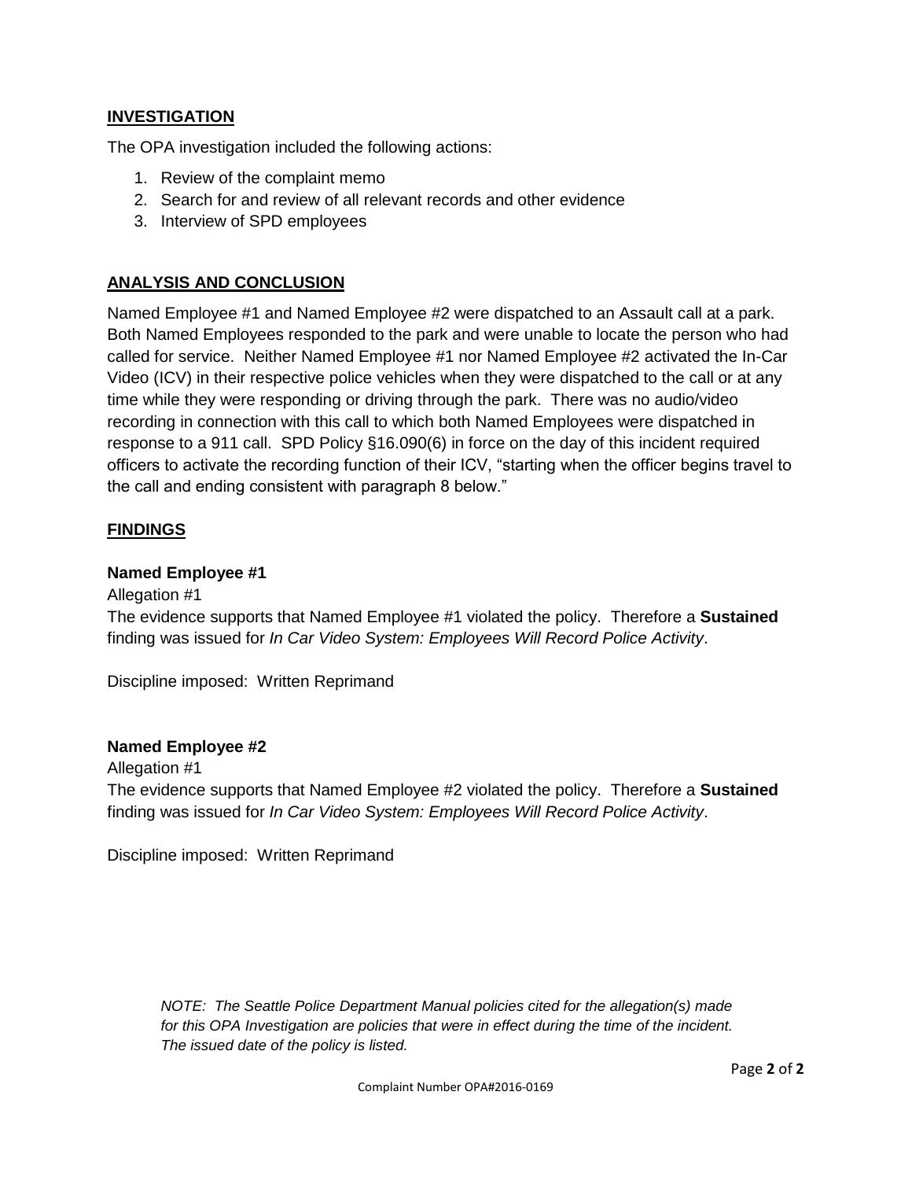## INVESTIGATION

The OPA investigation included the following actions:

1. Review of the complaint memo
2. Search for and review of all relevant records and other evidence
3. Interview of SPD employees

## ANALYSIS AND CONCLUSION

Named Employee #1 and Named Employee #2 were dispatched to an Assault call at a park. Both Named Employees responded to the park and were unable to locate the person who had called for service. Neither Named Employee #1 nor Named Employee #2 activated the In-Car Video (ICV) in their respective police vehicles when they were dispatched to the call or at any time while they were responding or driving through the park. There was no audio/video recording in connection with this call to which both Named Employees were dispatched in response to a 911 call. SPD Policy §16.090(6) in force on the day of this incident required officers to activate the recording function of their ICV, "starting when the officer begins travel to the call and ending consistent with paragraph 8 below."

## FINDINGS

### Named Employee #1

Allegation #1

The evidence supports that Named Employee #1 violated the policy. Therefore a **Sustained** finding was issued for *In Car Video System: Employees Will Record Police Activity*.

Discipline imposed: Written Reprimand

### Named Employee #2

Allegation #1

The evidence supports that Named Employee #2 violated the policy. Therefore a **Sustained** finding was issued for *In Car Video System: Employees Will Record Police Activity*.

Discipline imposed: Written Reprimand

*NOTE: The Seattle Police Department Manual policies cited for the allegation(s) made for this OPA Investigation are policies that were in effect during the time of the incident. The issued date of the policy is listed.*

Complaint Number OPA#2016-0169